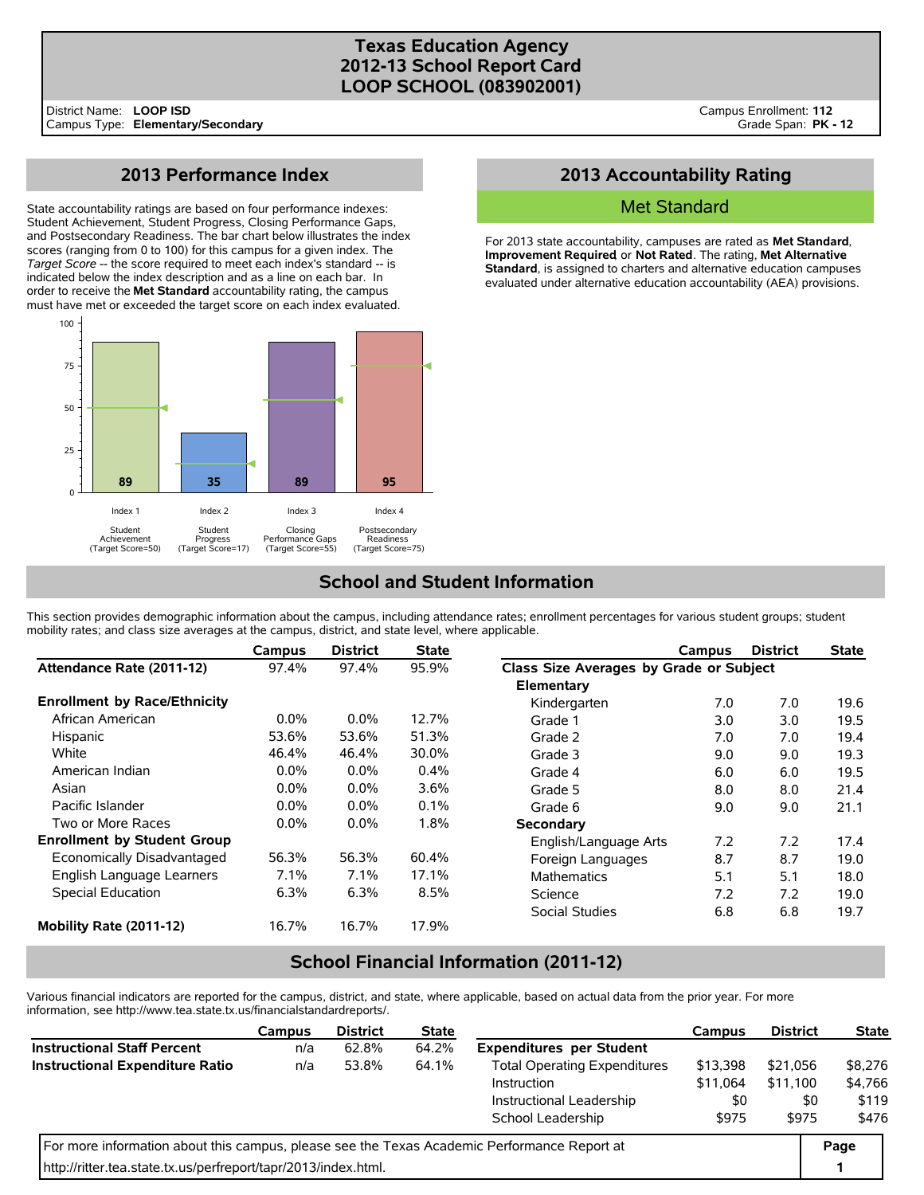# Texas Education Agency
## 2012-13 School Report Card
## LOOP SCHOOL (083902001)

District Name: **LOOP ISD**
Campus Type: **Elementary/Secondary**

Campus Enrollment: **112**
Grade Span: **PK - 12**

## 2013 Performance Index

State accountability ratings are based on four performance indexes: Student Achievement, Student Progress, Closing Performance Gaps, and Postsecondary Readiness. The bar chart below illustrates the index scores (ranging from 0 to 100) for this campus for a given index. The *Target Score* -- the score required to meet each index's standard -- is indicated below the index description and as a line on each bar. In order to receive the **Met Standard** accountability rating, the campus must have met or exceeded the target score on each index evaluated.

| Index | Description | Score | Target Score |
|---|---|---|---|
| Index 1 | Student Achievement | 89 | 50 |
| Index 2 | Student Progress | 35 | 17 |
| Index 3 | Closing Performance Gaps | 89 | 55 |
| Index 4 | Postsecondary Readiness | 95 | 75 |

## 2013 Accountability Rating

**Met Standard**

For 2013 state accountability, campuses are rated as **Met Standard**, **Improvement Required** or **Not Rated**. The rating, **Met Alternative Standard**, is assigned to charters and alternative education campuses evaluated under alternative education accountability (AEA) provisions.

## School and Student Information

This section provides demographic information about the campus, including attendance rates; enrollment percentages for various student groups; student mobility rates; and class size averages at the campus, district, and state level, where applicable.

| | Campus | District | State |
|---|---|---|---|
| **Attendance Rate (2011-12)** | 97.4% | 97.4% | 95.9% |
| **Enrollment by Race/Ethnicity** | | | |
| African American | 0.0% | 0.0% | 12.7% |
| Hispanic | 53.6% | 53.6% | 51.3% |
| White | 46.4% | 46.4% | 30.0% |
| American Indian | 0.0% | 0.0% | 0.4% |
| Asian | 0.0% | 0.0% | 3.6% |
| Pacific Islander | 0.0% | 0.0% | 0.1% |
| Two or More Races | 0.0% | 0.0% | 1.8% |
| **Enrollment by Student Group** | | | |
| Economically Disadvantaged | 56.3% | 56.3% | 60.4% |
| English Language Learners | 7.1% | 7.1% | 17.1% |
| Special Education | 6.3% | 6.3% | 8.5% |
| **Mobility Rate (2011-12)** | 16.7% | 16.7% | 17.9% |

| | Campus | District | State |
|---|---|---|---|
| **Class Size Averages by Grade or Subject** | | | |
| **Elementary** | | | |
| Kindergarten | 7.0 | 7.0 | 19.6 |
| Grade 1 | 3.0 | 3.0 | 19.5 |
| Grade 2 | 7.0 | 7.0 | 19.4 |
| Grade 3 | 9.0 | 9.0 | 19.3 |
| Grade 4 | 6.0 | 6.0 | 19.5 |
| Grade 5 | 8.0 | 8.0 | 21.4 |
| Grade 6 | 9.0 | 9.0 | 21.1 |
| **Secondary** | | | |
| English/Language Arts | 7.2 | 7.2 | 17.4 |
| Foreign Languages | 8.7 | 8.7 | 19.0 |
| Mathematics | 5.1 | 5.1 | 18.0 |
| Science | 7.2 | 7.2 | 19.0 |
| Social Studies | 6.8 | 6.8 | 19.7 |

## School Financial Information (2011-12)

Various financial indicators are reported for the campus, district, and state, where applicable, based on actual data from the prior year. For more information, see http://www.tea.state.tx.us/financialstandardreports/.

| | Campus | District | State |
|---|---|---|---|
| **Instructional Staff Percent** | n/a | 62.8% | 64.2% |
| **Instructional Expenditure Ratio** | n/a | 53.8% | 64.1% |

| | Campus | District | State |
|---|---|---|---|
| **Expenditures per Student** | | | |
| Total Operating Expenditures | $13,398 | $21,056 | $8,276 |
| Instruction | $11,064 | $11,100 | $4,766 |
| Instructional Leadership | $0 | $0 | $119 |
| School Leadership | $975 | $975 | $476 |

For more information about this campus, please see the Texas Academic Performance Report at http://ritter.tea.state.tx.us/perfreport/tapr/2013/index.html.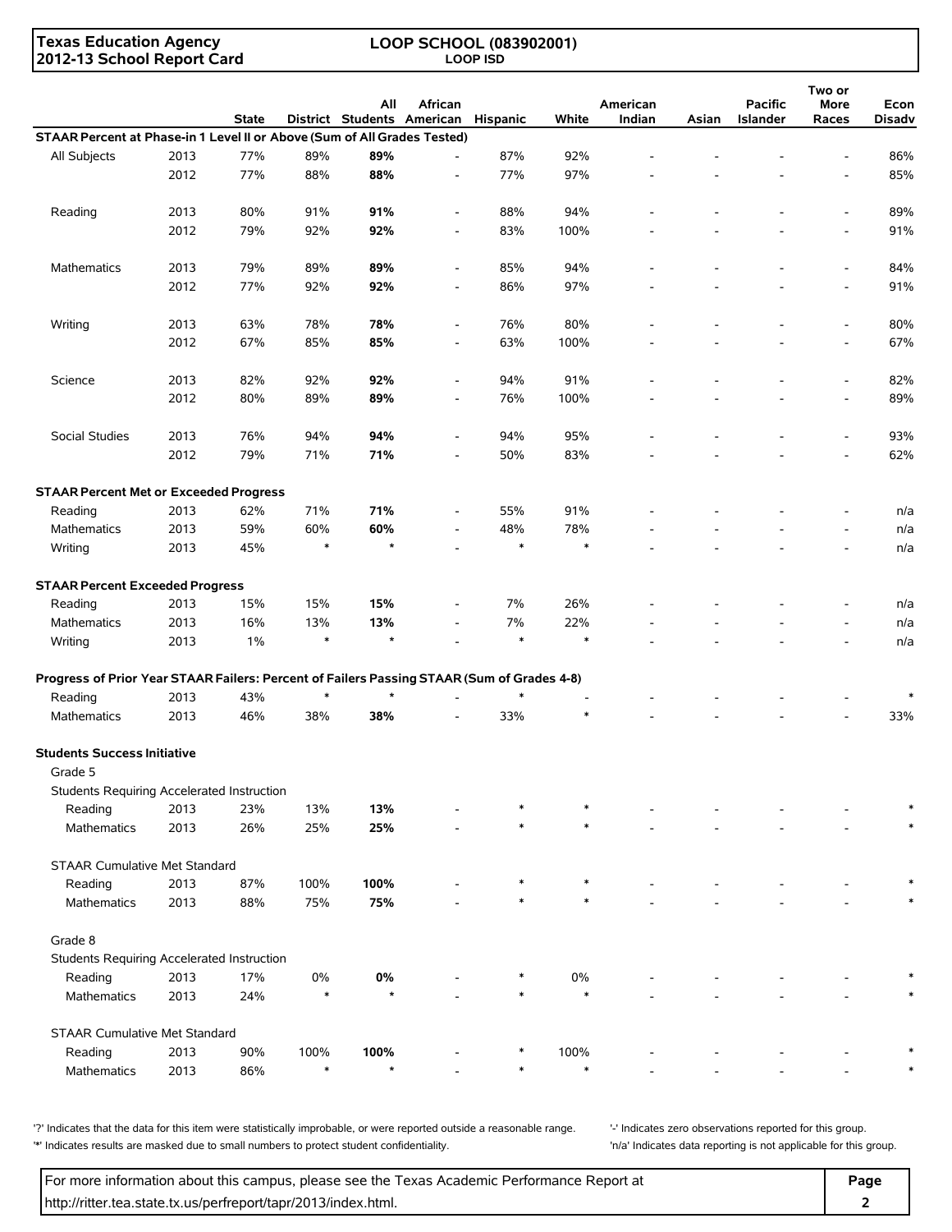Texas Education Agency
2012-13 School Report Card

LOOP SCHOOL (083902001)
LOOP ISD

| | | State | District | All Students | African American | Hispanic | White | American Indian | Asian | Pacific Islander | Two or More Races | Econ Disadv |
|---|---|---|---|---|---|---|---|---|---|---|---|---|
| **STAAR Percent at Phase-in 1 Level II or Above (Sum of All Grades Tested)** | | | | | | | | | | | | |
| All Subjects | 2013 | 77% | 89% | **89%** | - | 87% | 92% | - | - | - | - | 86% |
| | 2012 | 77% | 88% | **88%** | - | 77% | 97% | - | - | - | - | 85% |
| Reading | 2013 | 80% | 91% | **91%** | - | 88% | 94% | - | - | - | - | 89% |
| | 2012 | 79% | 92% | **92%** | - | 83% | 100% | - | - | - | - | 91% |
| Mathematics | 2013 | 79% | 89% | **89%** | - | 85% | 94% | - | - | - | - | 84% |
| | 2012 | 77% | 92% | **92%** | - | 86% | 97% | - | - | - | - | 91% |
| Writing | 2013 | 63% | 78% | **78%** | - | 76% | 80% | - | - | - | - | 80% |
| | 2012 | 67% | 85% | **85%** | - | 63% | 100% | - | - | - | - | 67% |
| Science | 2013 | 82% | 92% | **92%** | - | 94% | 91% | - | - | - | - | 82% |
| | 2012 | 80% | 89% | **89%** | - | 76% | 100% | - | - | - | - | 89% |
| Social Studies | 2013 | 76% | 94% | **94%** | - | 94% | 95% | - | - | - | - | 93% |
| | 2012 | 79% | 71% | **71%** | - | 50% | 83% | - | - | - | - | 62% |
| **STAAR Percent Met or Exceeded Progress** | | | | | | | | | | | | |
| Reading | 2013 | 62% | 71% | **71%** | - | 55% | 91% | - | - | - | - | n/a |
| Mathematics | 2013 | 59% | 60% | **60%** | - | 48% | 78% | - | - | - | - | n/a |
| Writing | 2013 | 45% | * | * | - | * | * | - | - | - | - | n/a |
| **STAAR Percent Exceeded Progress** | | | | | | | | | | | | |
| Reading | 2013 | 15% | 15% | **15%** | - | 7% | 26% | - | - | - | - | n/a |
| Mathematics | 2013 | 16% | 13% | **13%** | - | 7% | 22% | - | - | - | - | n/a |
| Writing | 2013 | 1% | * | * | - | * | * | - | - | - | - | n/a |
| **Progress of Prior Year STAAR Failers: Percent of Failers Passing STAAR (Sum of Grades 4-8)** | | | | | | | | | | | | |
| Reading | 2013 | 43% | * | * | - | * | - | - | - | - | - | * |
| Mathematics | 2013 | 46% | 38% | **38%** | - | 33% | * | - | - | - | - | 33% |
| **Students Success Initiative** | | | | | | | | | | | | |
| Grade 5 | | | | | | | | | | | | |
| Students Requiring Accelerated Instruction | | | | | | | | | | | | |
| Reading | 2013 | 23% | 13% | **13%** | - | * | * | - | - | - | - | * |
| Mathematics | 2013 | 26% | 25% | **25%** | - | * | * | - | - | - | - | * |
| STAAR Cumulative Met Standard | | | | | | | | | | | | |
| Reading | 2013 | 87% | 100% | **100%** | - | * | * | - | - | - | - | * |
| Mathematics | 2013 | 88% | 75% | **75%** | - | * | * | - | - | - | - | * |
| Grade 8 | | | | | | | | | | | | |
| Students Requiring Accelerated Instruction | | | | | | | | | | | | |
| Reading | 2013 | 17% | 0% | **0%** | - | * | 0% | - | - | - | - | * |
| Mathematics | 2013 | 24% | * | * | - | * | * | - | - | - | - | * |
| STAAR Cumulative Met Standard | | | | | | | | | | | | |
| Reading | 2013 | 90% | 100% | **100%** | - | * | 100% | - | - | - | - | * |
| Mathematics | 2013 | 86% | * | * | - | * | * | - | - | - | - | * |

'?' Indicates that the data for this item were statistically improbable, or were reported outside a reasonable range.
'*' Indicates results are masked due to small numbers to protect student confidentiality.
'-' Indicates zero observations reported for this group.
'n/a' Indicates data reporting is not applicable for this group.

For more information about this campus, please see the Texas Academic Performance Report at http://ritter.tea.state.tx.us/perfreport/tapr/2013/index.html.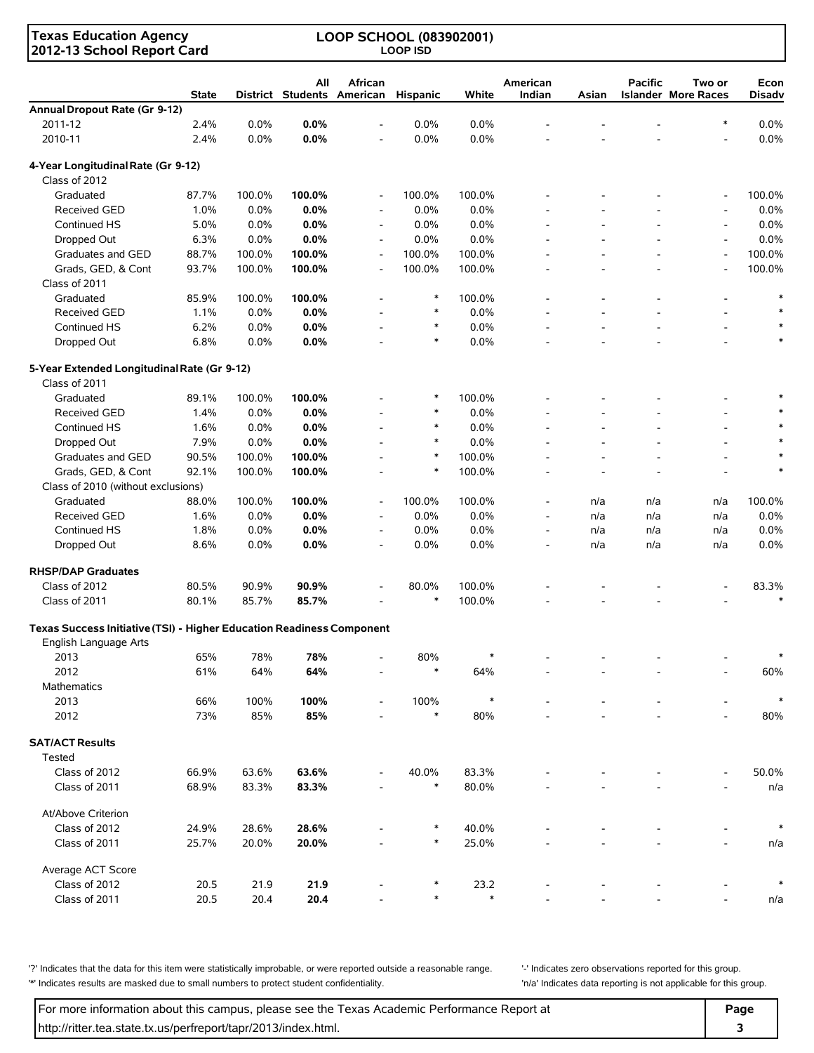Texas Education Agency
2012-13 School Report Card

LOOP SCHOOL (083902001)
LOOP ISD

| | State | District | All Students | African American | Hispanic | White | American Indian | Asian | Pacific Islander | Two or More Races | Econ Disadv |
|---|---|---|---|---|---|---|---|---|---|---|---|
| **Annual Dropout Rate (Gr 9-12)** | | | | | | | | | | | |
| 2011-12 | 2.4% | 0.0% | **0.0%** | - | 0.0% | 0.0% | - | - | - | * | 0.0% |
| 2010-11 | 2.4% | 0.0% | **0.0%** | - | 0.0% | 0.0% | - | - | - | - | 0.0% |
| **4-Year Longitudinal Rate (Gr 9-12)** | | | | | | | | | | | |
| Class of 2012 | | | | | | | | | | | |
| Graduated | 87.7% | 100.0% | **100.0%** | - | 100.0% | 100.0% | - | - | - | - | 100.0% |
| Received GED | 1.0% | 0.0% | **0.0%** | - | 0.0% | 0.0% | - | - | - | - | 0.0% |
| Continued HS | 5.0% | 0.0% | **0.0%** | - | 0.0% | 0.0% | - | - | - | - | 0.0% |
| Dropped Out | 6.3% | 0.0% | **0.0%** | - | 0.0% | 0.0% | - | - | - | - | 0.0% |
| Graduates and GED | 88.7% | 100.0% | **100.0%** | - | 100.0% | 100.0% | - | - | - | - | 100.0% |
| Grads, GED, & Cont | 93.7% | 100.0% | **100.0%** | - | 100.0% | 100.0% | - | - | - | - | 100.0% |
| Class of 2011 | | | | | | | | | | | |
| Graduated | 85.9% | 100.0% | **100.0%** | - | * | 100.0% | - | - | - | - | * |
| Received GED | 1.1% | 0.0% | **0.0%** | - | * | 0.0% | - | - | - | - | * |
| Continued HS | 6.2% | 0.0% | **0.0%** | - | * | 0.0% | - | - | - | - | * |
| Dropped Out | 6.8% | 0.0% | **0.0%** | - | * | 0.0% | - | - | - | - | * |
| **5-Year Extended Longitudinal Rate (Gr 9-12)** | | | | | | | | | | | |
| Class of 2011 | | | | | | | | | | | |
| Graduated | 89.1% | 100.0% | **100.0%** | - | * | 100.0% | - | - | - | - | * |
| Received GED | 1.4% | 0.0% | **0.0%** | - | * | 0.0% | - | - | - | - | * |
| Continued HS | 1.6% | 0.0% | **0.0%** | - | * | 0.0% | - | - | - | - | * |
| Dropped Out | 7.9% | 0.0% | **0.0%** | - | * | 0.0% | - | - | - | - | * |
| Graduates and GED | 90.5% | 100.0% | **100.0%** | - | * | 100.0% | - | - | - | - | * |
| Grads, GED, & Cont | 92.1% | 100.0% | **100.0%** | - | * | 100.0% | - | - | - | - | * |
| Class of 2010 (without exclusions) | | | | | | | | | | | |
| Graduated | 88.0% | 100.0% | **100.0%** | - | 100.0% | 100.0% | - | n/a | n/a | n/a | 100.0% |
| Received GED | 1.6% | 0.0% | **0.0%** | - | 0.0% | 0.0% | - | n/a | n/a | n/a | 0.0% |
| Continued HS | 1.8% | 0.0% | **0.0%** | - | 0.0% | 0.0% | - | n/a | n/a | n/a | 0.0% |
| Dropped Out | 8.6% | 0.0% | **0.0%** | - | 0.0% | 0.0% | - | n/a | n/a | n/a | 0.0% |
| **RHSP/DAP Graduates** | | | | | | | | | | | |
| Class of 2012 | 80.5% | 90.9% | **90.9%** | - | 80.0% | 100.0% | - | - | - | - | 83.3% |
| Class of 2011 | 80.1% | 85.7% | **85.7%** | - | * | 100.0% | - | - | - | - | * |
| **Texas Success Initiative (TSI) - Higher Education Readiness Component** | | | | | | | | | | | |
| English Language Arts | | | | | | | | | | | |
| 2013 | 65% | 78% | **78%** | - | 80% | * | - | - | - | - | * |
| 2012 | 61% | 64% | **64%** | - | * | 64% | - | - | - | - | 60% |
| Mathematics | | | | | | | | | | | |
| 2013 | 66% | 100% | **100%** | - | 100% | * | - | - | - | - | * |
| 2012 | 73% | 85% | **85%** | - | * | 80% | - | - | - | - | 80% |
| **SAT/ACT Results** | | | | | | | | | | | |
| Tested | | | | | | | | | | | |
| Class of 2012 | 66.9% | 63.6% | **63.6%** | - | 40.0% | 83.3% | - | - | - | - | 50.0% |
| Class of 2011 | 68.9% | 83.3% | **83.3%** | - | * | 80.0% | - | - | - | - | n/a |
| At/Above Criterion | | | | | | | | | | | |
| Class of 2012 | 24.9% | 28.6% | **28.6%** | - | * | 40.0% | - | - | - | - | * |
| Class of 2011 | 25.7% | 20.0% | **20.0%** | - | * | 25.0% | - | - | - | - | n/a |
| Average ACT Score | | | | | | | | | | | |
| Class of 2012 | 20.5 | 21.9 | **21.9** | - | * | 23.2 | - | - | - | - | * |
| Class of 2011 | 20.5 | 20.4 | **20.4** | - | * | * | - | - | - | - | n/a |

'?' Indicates that the data for this item were statistically improbable, or were reported outside a reasonable range.
'*' Indicates results are masked due to small numbers to protect student confidentiality.
'-' Indicates zero observations reported for this group.
'n/a' Indicates data reporting is not applicable for this group.

For more information about this campus, please see the Texas Academic Performance Report at http://ritter.tea.state.tx.us/perfreport/tapr/2013/index.html.